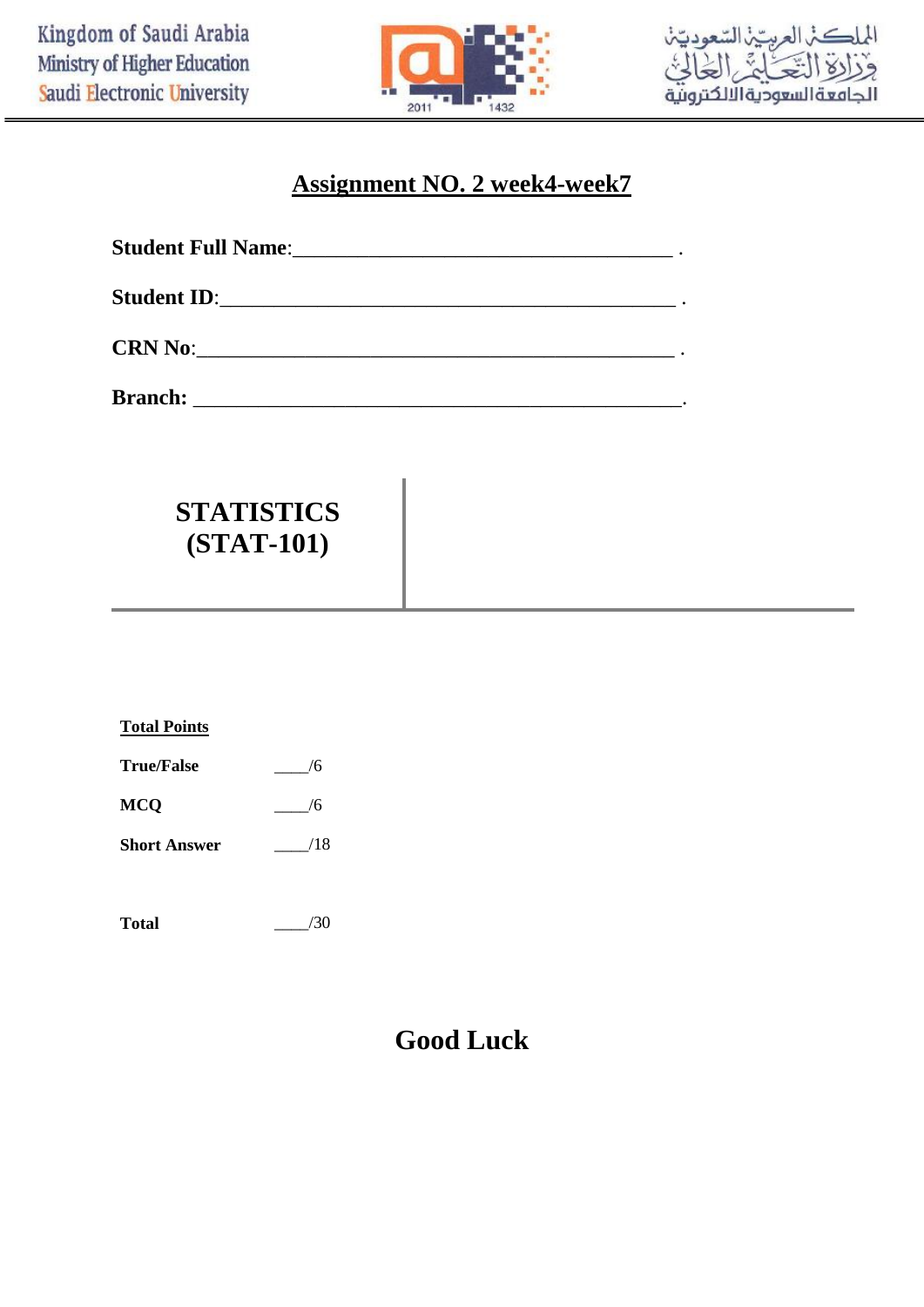Kingdom of Saudi Arabia
Ministry of Higher Education
Saudi Electronic University

المملكة العربية السعودية
وزارة التعليم العالي
الجامعة السعودية الالكترونية

# Assignment NO. 2 week4-week7

**Student Full Name**:_________________________________________ .

**Student ID**:____________________________________________ .

**CRN No**:______________________________________________ .

**Branch:** ______________________________________________.

## STATISTICS (STAT-101)

**Total Points**

| | |
|---|---|
| **True/False** | ____/6 |
| **MCQ** | ____/6 |
| **Short Answer** | ____/18 |
| | |
| **Total** | ____/30 |

## Good Luck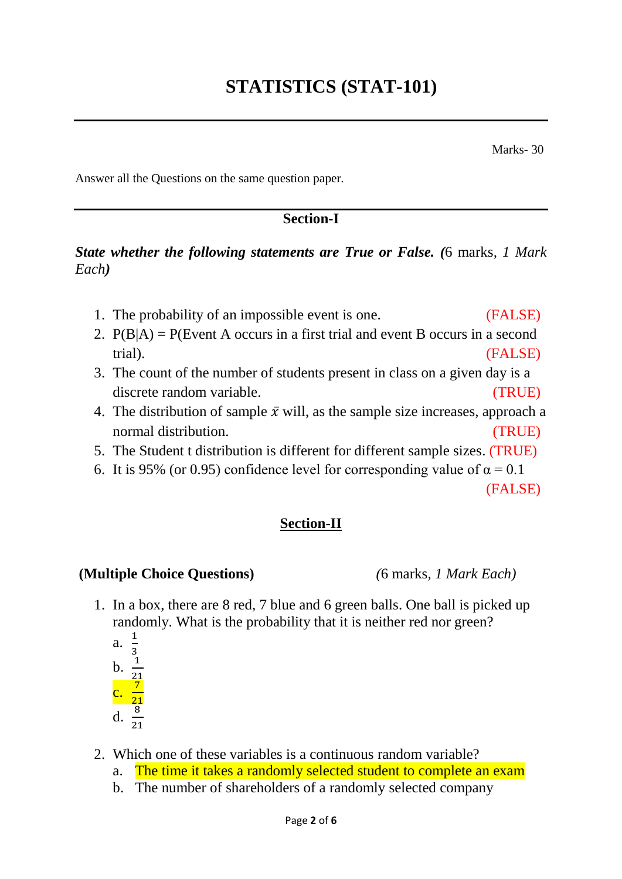# STATISTICS (STAT-101)

Marks- 30

Answer all the Questions on the same question paper.

## Section-I

***State whether the following statements are True or False. (**6 marks, *1 Mark Each**)***

1. The probability of an impossible event is one. (FALSE)
2. P(B|A) = P(Event A occurs in a first trial and event B occurs in a second trial). (FALSE)
3. The count of the number of students present in class on a given day is a discrete random variable. (TRUE)
4. The distribution of sample $\bar{x}$ will, as the sample size increases, approach a normal distribution. (TRUE)
5. The Student t distribution is different for different sample sizes. (TRUE)
6. It is 95% (or 0.95) confidence level for corresponding value of $\alpha = 0.1$ (FALSE)

## Section-II

**(Multiple Choice Questions)** *(6 marks, 1 Mark Each)*

1. In a box, there are 8 red, 7 blue and 6 green balls. One ball is picked up randomly. What is the probability that it is neither red nor green?
   a. $\frac{1}{3}$
   b. $\frac{1}{21}$
   c. $\frac{7}{21}$
   d. $\frac{8}{21}$

2. Which one of these variables is a continuous random variable?
   a. The time it takes a randomly selected student to complete an exam
   b. The number of shareholders of a randomly selected company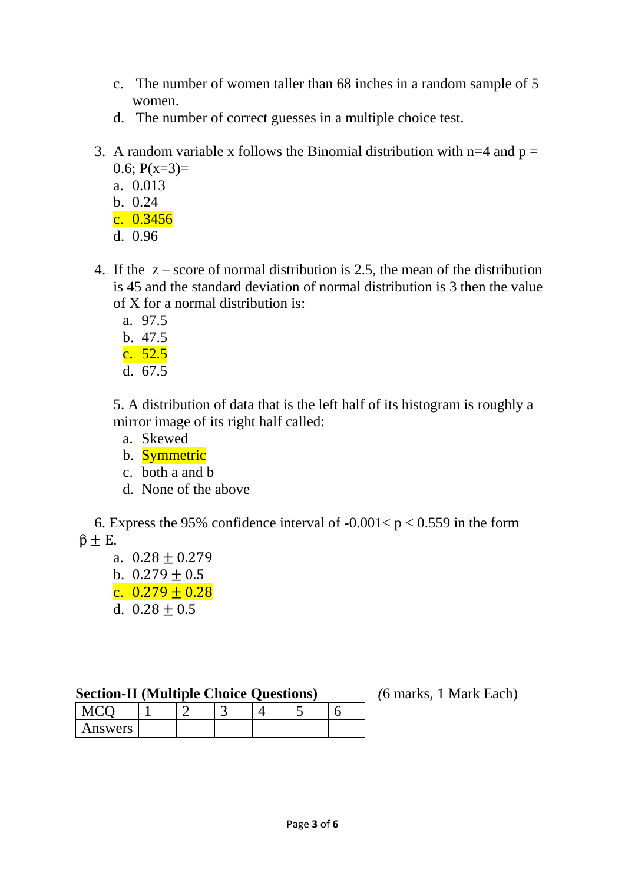c. The number of women taller than 68 inches in a random sample of 5 women.
d. The number of correct guesses in a multiple choice test.

3. A random variable x follows the Binomial distribution with n=4 and p = 0.6; P(x=3)=
   a. 0.013
   b. 0.24
   c. 0.3456
   d. 0.96

4. If the z – score of normal distribution is 2.5, the mean of the distribution is 45 and the standard deviation of normal distribution is 3 then the value of X for a normal distribution is:
   a. 97.5
   b. 47.5
   c. 52.5
   d. 67.5

5. A distribution of data that is the left half of its histogram is roughly a mirror image of its right half called:
   a. Skewed
   b. Symmetric
   c. both a and b
   d. None of the above

6. Express the 95% confidence interval of $-0.001 < p < 0.559$ in the form $\hat{p} \pm E$.
   a. $0.28 \pm 0.279$
   b. $0.279 \pm 0.5$
   c. $0.279 \pm 0.28$
   d. $0.28 \pm 0.5$

**Section-II (Multiple Choice Questions)** *(6 marks, 1 Mark Each)*

| MCQ | 1 | 2 | 3 | 4 | 5 | 6 |
|---|---|---|---|---|---|---|
| Answers | | | | | | |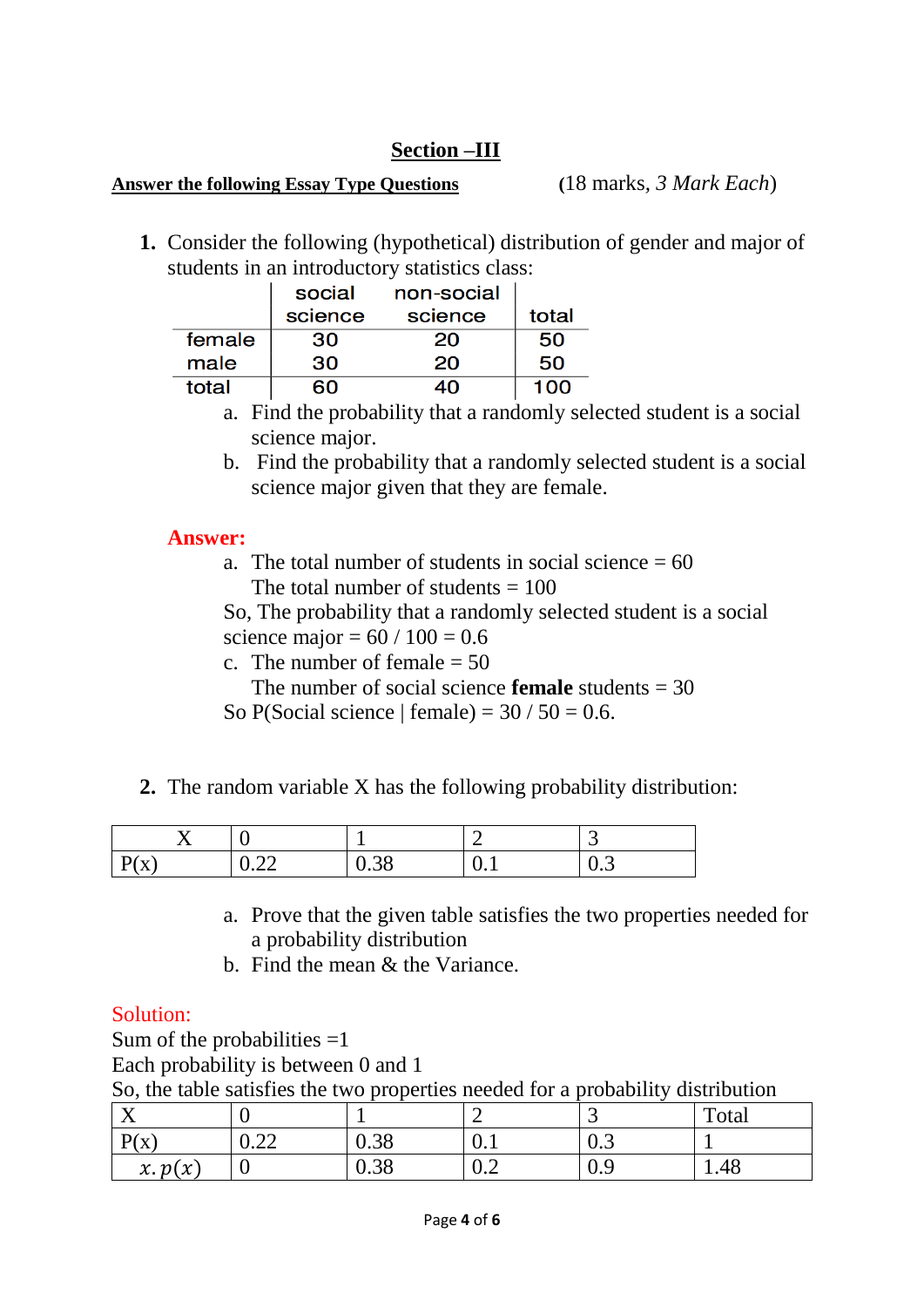## Section –III

**Answer the following Essay Type Questions** (18 marks, *3 Mark Each*)

1. Consider the following (hypothetical) distribution of gender and major of students in an introductory statistics class:

| | social science | non-social science | total |
|---|---|---|---|
| female | 30 | 20 | 50 |
| male | 30 | 20 | 50 |
| total | 60 | 40 | 100 |

   a. Find the probability that a randomly selected student is a social science major.
   b. Find the probability that a randomly selected student is a social science major given that they are female.

**Answer:**

a. The total number of students in social science = 60
   The total number of students = 100
So, The probability that a randomly selected student is a social science major = 60 / 100 = 0.6

c. The number of female = 50
   The number of social science **female** students = 30
So P(Social science | female) = 30 / 50 = 0.6.

2. The random variable X has the following probability distribution:

| X | 0 | 1 | 2 | 3 |
|---|---|---|---|---|
| P(x) | 0.22 | 0.38 | 0.1 | 0.3 |

   a. Prove that the given table satisfies the two properties needed for a probability distribution
   b. Find the mean & the Variance.

Solution:

Sum of the probabilities =1
Each probability is between 0 and 1
So, the table satisfies the two properties needed for a probability distribution

| X | 0 | 1 | 2 | 3 | Total |
|---|---|---|---|---|---|
| P(x) | 0.22 | 0.38 | 0.1 | 0.3 | 1 |
| $x.p(x)$ | 0 | 0.38 | 0.2 | 0.9 | 1.48 |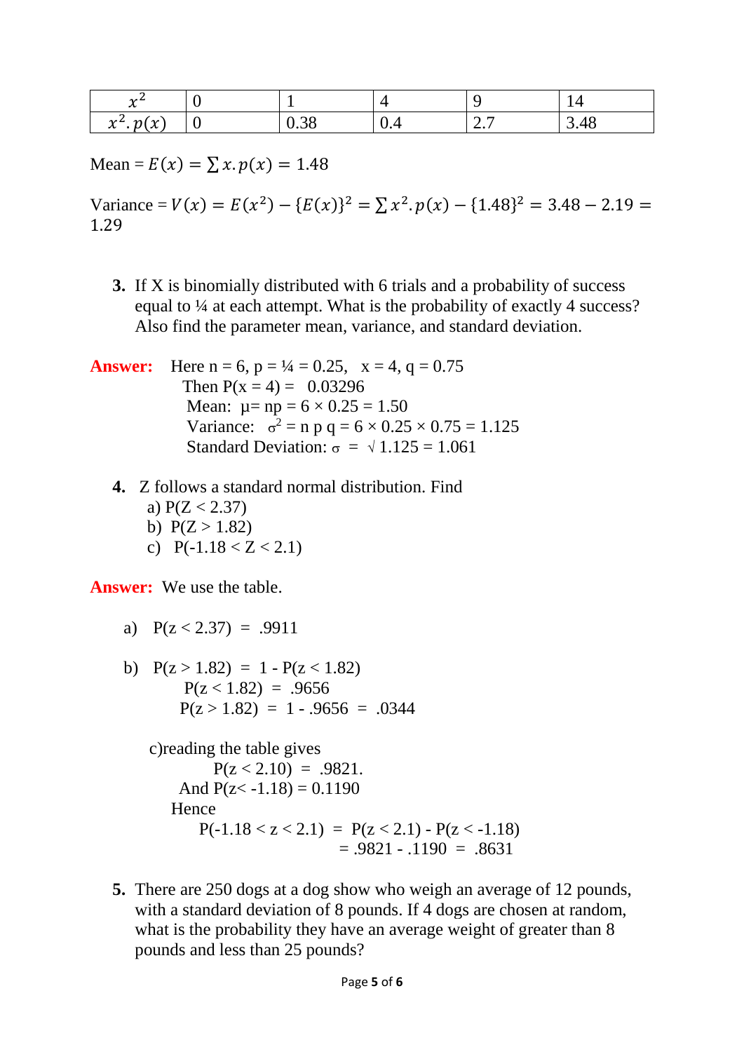| $x^2$ | 0 | 1 | 4 | 9 | 14 |
|---|---|---|---|---|---|
| $x^2.p(x)$ | 0 | 0.38 | 0.4 | 2.7 | 3.48 |

Mean = $E(x) = \sum x.p(x) = 1.48$

Variance = $V(x) = E(x^2) - \{E(x)\}^2 = \sum x^2.p(x) - \{1.48\}^2 = 3.48 - 2.19 = 1.29$

**3.** If X is binomially distributed with 6 trials and a probability of success equal to ¼ at each attempt. What is the probability of exactly 4 success? Also find the parameter mean, variance, and standard deviation.

**Answer:** Here n = 6, p = ¼ = 0.25, x = 4, q = 0.75

Then P(x = 4) = 0.03296

Mean: $\mu = np = 6 \times 0.25 = 1.50$

Variance: $\sigma^2 = n\,p\,q = 6 \times 0.25 \times 0.75 = 1.125$

Standard Deviation: $\sigma = \sqrt{1.125} = 1.061$

**4.** Z follows a standard normal distribution. Find

a) P(Z < 2.37)

b) P(Z > 1.82)

c) P(-1.18 < Z < 2.1)

**Answer:** We use the table.

a) P(z < 2.37) = .9911

b) P(z > 1.82) = 1 - P(z < 1.82)

P(z < 1.82) = .9656

P(z > 1.82) = 1 - .9656 = .0344

c) reading the table gives

P(z < 2.10) = .9821.

And P(z< -1.18) = 0.1190

Hence

P(-1.18 < z < 2.1) = P(z < 2.1) - P(z < -1.18)

= .9821 - .1190 = .8631

**5.** There are 250 dogs at a dog show who weigh an average of 12 pounds, with a standard deviation of 8 pounds. If 4 dogs are chosen at random, what is the probability they have an average weight of greater than 8 pounds and less than 25 pounds?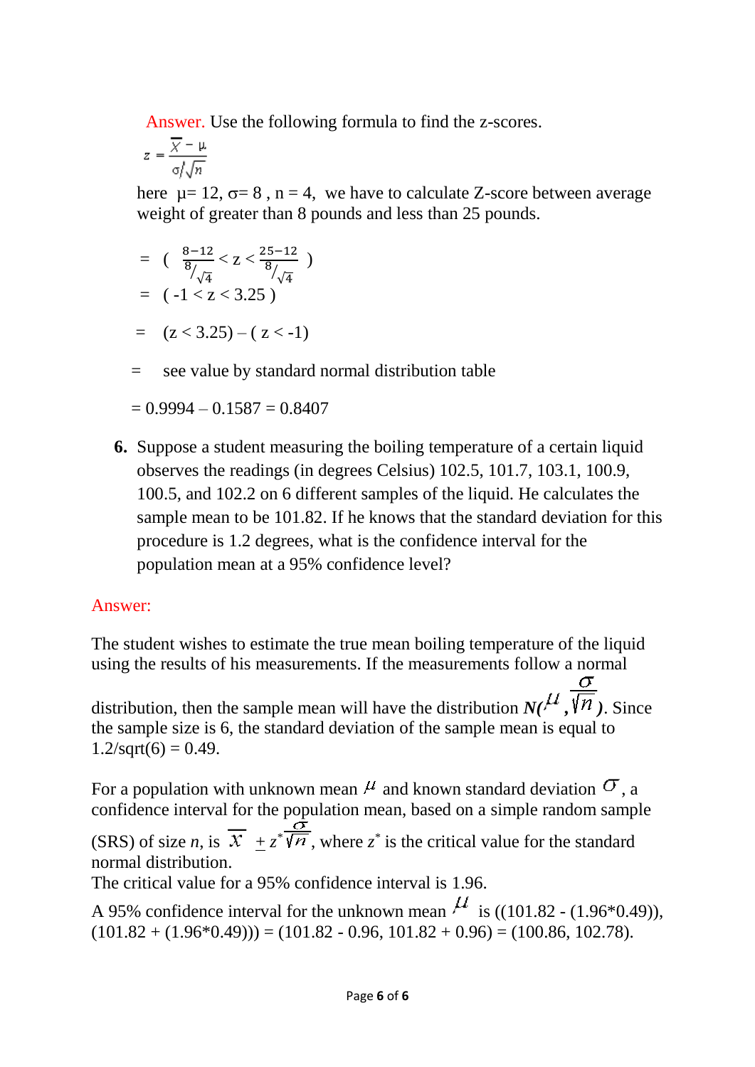Answer. Use the following formula to find the z-scores.

$$z = \frac{\overline{X} - \mu}{\sigma/\sqrt{n}}$$

here $\mu = 12$, $\sigma = 8$, $n = 4$, we have to calculate Z-score between average weight of greater than 8 pounds and less than 25 pounds.

$= \left( \frac{8-12}{8/\sqrt{4}} < z < \frac{25-12}{8/\sqrt{4}} \right)$

$= ( -1 < z < 3.25 )$

$= (z < 3.25) – ( z < -1)$

= see value by standard normal distribution table

= 0.9994 – 0.1587 = 0.8407

**6.** Suppose a student measuring the boiling temperature of a certain liquid observes the readings (in degrees Celsius) 102.5, 101.7, 103.1, 100.9, 100.5, and 102.2 on 6 different samples of the liquid. He calculates the sample mean to be 101.82. If he knows that the standard deviation for this procedure is 1.2 degrees, what is the confidence interval for the population mean at a 95% confidence level?

Answer:

The student wishes to estimate the true mean boiling temperature of the liquid using the results of his measurements. If the measurements follow a normal distribution, then the sample mean will have the distribution $N(\mu, \frac{\sigma}{\sqrt{n}})$. Since the sample size is 6, the standard deviation of the sample mean is equal to 1.2/sqrt(6) = 0.49.

For a population with unknown mean $\mu$ and known standard deviation $\sigma$, a confidence interval for the population mean, based on a simple random sample (SRS) of size $n$, is $\overline{x} \pm z^* \frac{\sigma}{\sqrt{n}}$, where $z^*$ is the critical value for the standard normal distribution.

The critical value for a 95% confidence interval is 1.96.

A 95% confidence interval for the unknown mean $\mu$ is ((101.82 - (1.96*0.49)), (101.82 + (1.96*0.49))) = (101.82 - 0.96, 101.82 + 0.96) = (100.86, 102.78).